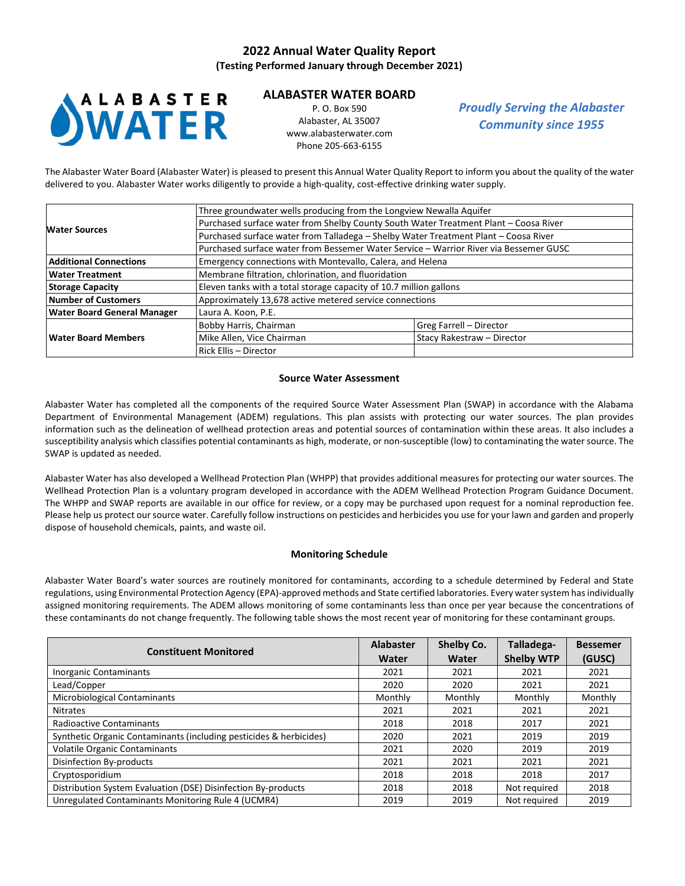# 2022 Annual Water Quality Report

**(Testing Performed January through December 2021)**

ALABASTER WATER

## ALABASTER WATER BOARD

P. O. Box 590
Alabaster, AL 35007
www.alabasterwater.com
Phone 205-663-6155

***Proudly Serving the Alabaster Community since 1955***

The Alabaster Water Board (Alabaster Water) is pleased to present this Annual Water Quality Report to inform you about the quality of the water delivered to you. Alabaster Water works diligently to provide a high-quality, cost-effective drinking water supply.

| | | |
|---|---|---|
| **Water Sources** | Three groundwater wells producing from the Longview Newalla Aquifer | |
| | Purchased surface water from Shelby County South Water Treatment Plant – Coosa River | |
| | Purchased surface water from Talladega – Shelby Water Treatment Plant – Coosa River | |
| | Purchased surface water from Bessemer Water Service – Warrior River via Bessemer GUSC | |
| **Additional Connections** | Emergency connections with Montevallo, Calera, and Helena | |
| **Water Treatment** | Membrane filtration, chlorination, and fluoridation | |
| **Storage Capacity** | Eleven tanks with a total storage capacity of 10.7 million gallons | |
| **Number of Customers** | Approximately 13,678 active metered service connections | |
| **Water Board General Manager** | Laura A. Koon, P.E. | |
| **Water Board Members** | Bobby Harris, Chairman | Greg Farrell – Director |
| | Mike Allen, Vice Chairman | Stacy Rakestraw – Director |
| | Rick Ellis – Director | |

### Source Water Assessment

Alabaster Water has completed all the components of the required Source Water Assessment Plan (SWAP) in accordance with the Alabama Department of Environmental Management (ADEM) regulations. This plan assists with protecting our water sources. The plan provides information such as the delineation of wellhead protection areas and potential sources of contamination within these areas. It also includes a susceptibility analysis which classifies potential contaminants as high, moderate, or non-susceptible (low) to contaminating the water source. The SWAP is updated as needed.

Alabaster Water has also developed a Wellhead Protection Plan (WHPP) that provides additional measures for protecting our water sources. The Wellhead Protection Plan is a voluntary program developed in accordance with the ADEM Wellhead Protection Program Guidance Document. The WHPP and SWAP reports are available in our office for review, or a copy may be purchased upon request for a nominal reproduction fee. Please help us protect our source water. Carefully follow instructions on pesticides and herbicides you use for your lawn and garden and properly dispose of household chemicals, paints, and waste oil.

### Monitoring Schedule

Alabaster Water Board's water sources are routinely monitored for contaminants, according to a schedule determined by Federal and State regulations, using Environmental Protection Agency (EPA)-approved methods and State certified laboratories. Every water system has individually assigned monitoring requirements. The ADEM allows monitoring of some contaminants less than once per year because the concentrations of these contaminants do not change frequently. The following table shows the most recent year of monitoring for these contaminant groups.

| Constituent Monitored | Alabaster Water | Shelby Co. Water | Talladega-Shelby WTP | Bessemer (GUSC) |
|---|---|---|---|---|
| Inorganic Contaminants | 2021 | 2021 | 2021 | 2021 |
| Lead/Copper | 2020 | 2020 | 2021 | 2021 |
| Microbiological Contaminants | Monthly | Monthly | Monthly | Monthly |
| Nitrates | 2021 | 2021 | 2021 | 2021 |
| Radioactive Contaminants | 2018 | 2018 | 2017 | 2021 |
| Synthetic Organic Contaminants (including pesticides & herbicides) | 2020 | 2021 | 2019 | 2019 |
| Volatile Organic Contaminants | 2021 | 2020 | 2019 | 2019 |
| Disinfection By-products | 2021 | 2021 | 2021 | 2021 |
| Cryptosporidium | 2018 | 2018 | 2018 | 2017 |
| Distribution System Evaluation (DSE) Disinfection By-products | 2018 | 2018 | Not required | 2018 |
| Unregulated Contaminants Monitoring Rule 4 (UCMR4) | 2019 | 2019 | Not required | 2019 |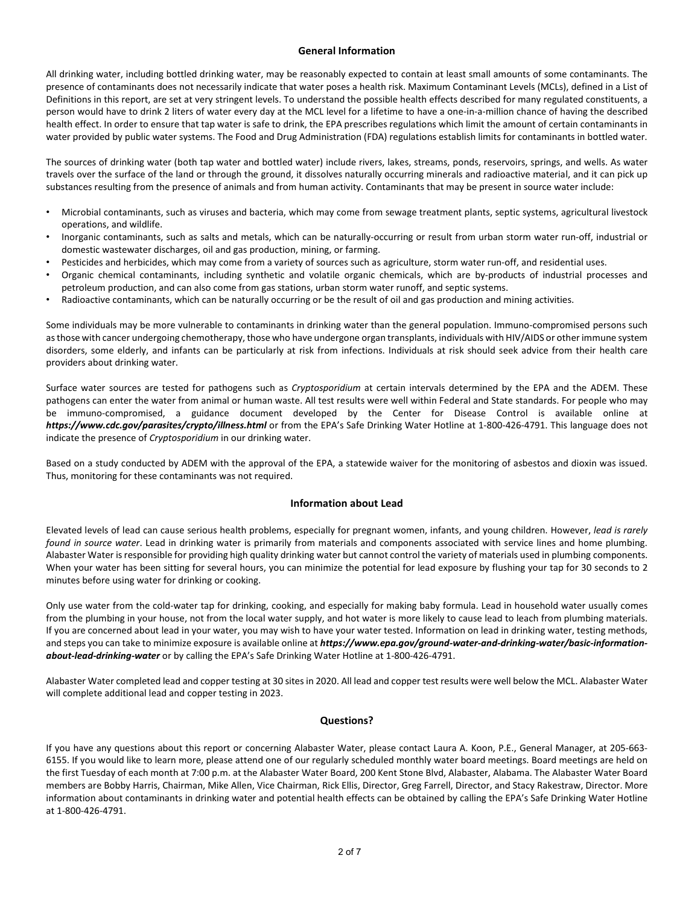## General Information

All drinking water, including bottled drinking water, may be reasonably expected to contain at least small amounts of some contaminants. The presence of contaminants does not necessarily indicate that water poses a health risk. Maximum Contaminant Levels (MCLs), defined in a List of Definitions in this report, are set at very stringent levels. To understand the possible health effects described for many regulated constituents, a person would have to drink 2 liters of water every day at the MCL level for a lifetime to have a one-in-a-million chance of having the described health effect. In order to ensure that tap water is safe to drink, the EPA prescribes regulations which limit the amount of certain contaminants in water provided by public water systems. The Food and Drug Administration (FDA) regulations establish limits for contaminants in bottled water.

The sources of drinking water (both tap water and bottled water) include rivers, lakes, streams, ponds, reservoirs, springs, and wells. As water travels over the surface of the land or through the ground, it dissolves naturally occurring minerals and radioactive material, and it can pick up substances resulting from the presence of animals and from human activity. Contaminants that may be present in source water include:

- Microbial contaminants, such as viruses and bacteria, which may come from sewage treatment plants, septic systems, agricultural livestock operations, and wildlife.
- Inorganic contaminants, such as salts and metals, which can be naturally-occurring or result from urban storm water run-off, industrial or domestic wastewater discharges, oil and gas production, mining, or farming.
- Pesticides and herbicides, which may come from a variety of sources such as agriculture, storm water run-off, and residential uses.
- Organic chemical contaminants, including synthetic and volatile organic chemicals, which are by-products of industrial processes and petroleum production, and can also come from gas stations, urban storm water runoff, and septic systems.
- Radioactive contaminants, which can be naturally occurring or be the result of oil and gas production and mining activities.

Some individuals may be more vulnerable to contaminants in drinking water than the general population. Immuno-compromised persons such as those with cancer undergoing chemotherapy, those who have undergone organ transplants, individuals with HIV/AIDS or other immune system disorders, some elderly, and infants can be particularly at risk from infections. Individuals at risk should seek advice from their health care providers about drinking water.

Surface water sources are tested for pathogens such as *Cryptosporidium* at certain intervals determined by the EPA and the ADEM. These pathogens can enter the water from animal or human waste. All test results were well within Federal and State standards. For people who may be immuno-compromised, a guidance document developed by the Center for Disease Control is available online at ***https://www.cdc.gov/parasites/crypto/illness.html*** or from the EPA's Safe Drinking Water Hotline at 1-800-426-4791. This language does not indicate the presence of *Cryptosporidium* in our drinking water.

Based on a study conducted by ADEM with the approval of the EPA, a statewide waiver for the monitoring of asbestos and dioxin was issued. Thus, monitoring for these contaminants was not required.

## Information about Lead

Elevated levels of lead can cause serious health problems, especially for pregnant women, infants, and young children. However, *lead is rarely found in source water*. Lead in drinking water is primarily from materials and components associated with service lines and home plumbing. Alabaster Water is responsible for providing high quality drinking water but cannot control the variety of materials used in plumbing components. When your water has been sitting for several hours, you can minimize the potential for lead exposure by flushing your tap for 30 seconds to 2 minutes before using water for drinking or cooking.

Only use water from the cold-water tap for drinking, cooking, and especially for making baby formula. Lead in household water usually comes from the plumbing in your house, not from the local water supply, and hot water is more likely to cause lead to leach from plumbing materials. If you are concerned about lead in your water, you may wish to have your water tested. Information on lead in drinking water, testing methods, and steps you can take to minimize exposure is available online at ***https://www.epa.gov/ground-water-and-drinking-water/basic-information-about-lead-drinking-water*** or by calling the EPA's Safe Drinking Water Hotline at 1-800-426-4791.

Alabaster Water completed lead and copper testing at 30 sites in 2020. All lead and copper test results were well below the MCL. Alabaster Water will complete additional lead and copper testing in 2023.

## Questions?

If you have any questions about this report or concerning Alabaster Water, please contact Laura A. Koon, P.E., General Manager, at 205-663-6155. If you would like to learn more, please attend one of our regularly scheduled monthly water board meetings. Board meetings are held on the first Tuesday of each month at 7:00 p.m. at the Alabaster Water Board, 200 Kent Stone Blvd, Alabaster, Alabama. The Alabaster Water Board members are Bobby Harris, Chairman, Mike Allen, Vice Chairman, Rick Ellis, Director, Greg Farrell, Director, and Stacy Rakestraw, Director. More information about contaminants in drinking water and potential health effects can be obtained by calling the EPA's Safe Drinking Water Hotline at 1-800-426-4791.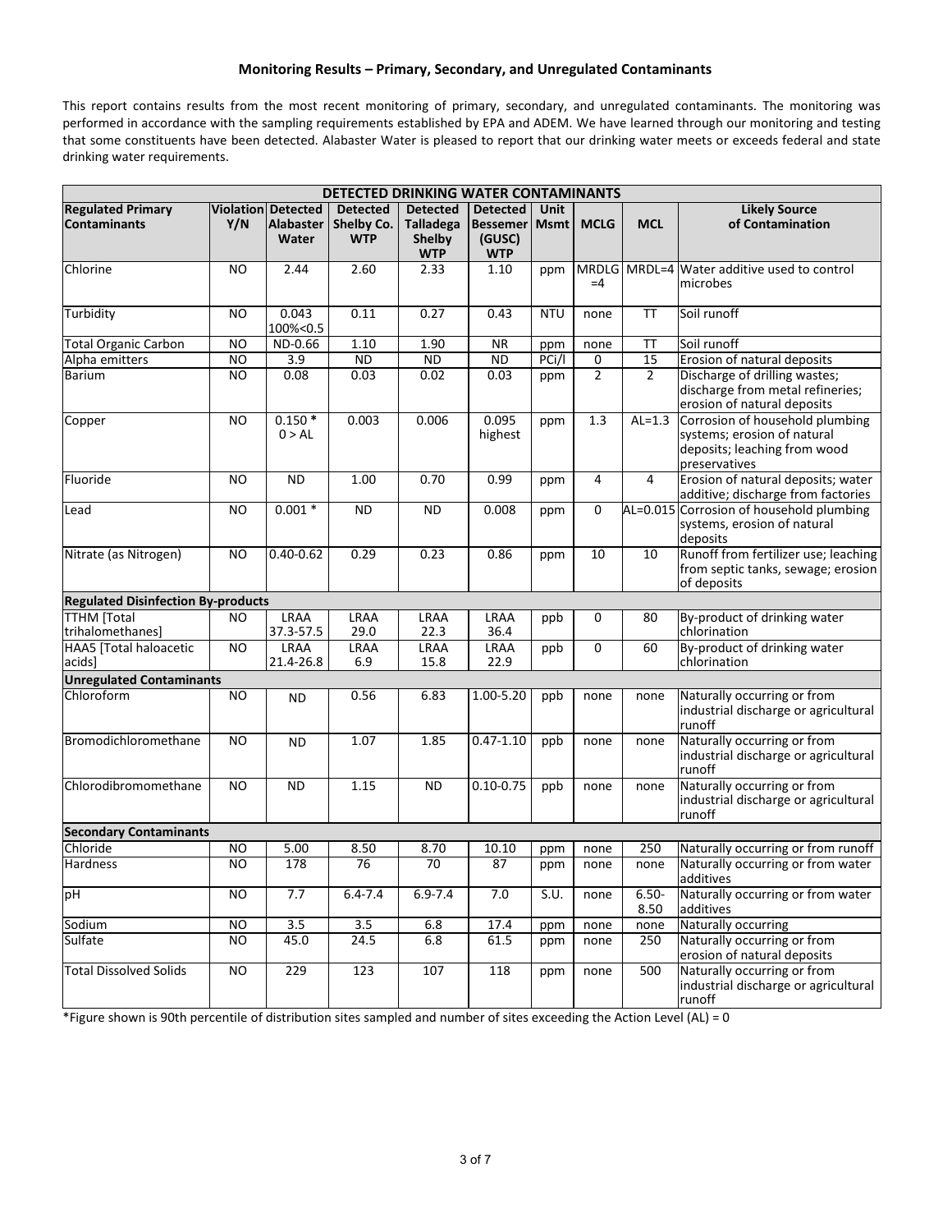### Monitoring Results – Primary, Secondary, and Unregulated Contaminants

This report contains results from the most recent monitoring of primary, secondary, and unregulated contaminants. The monitoring was performed in accordance with the sampling requirements established by EPA and ADEM. We have learned through our monitoring and testing that some constituents have been detected. Alabaster Water is pleased to report that our drinking water meets or exceeds federal and state drinking water requirements.

| DETECTED DRINKING WATER CONTAMINANTS | | | | | | | | | |
|---|---|---|---|---|---|---|---|---|---|
| **Regulated Primary Contaminants** | **Violation Y/N** | **Detected Alabaster Water** | **Detected Shelby Co. WTP** | **Detected Talladega Shelby WTP** | **Detected Bessemer (GUSC) WTP** | **Unit Msmt** | **MCLG** | **MCL** | **Likely Source of Contamination** |
| Chlorine | NO | 2.44 | 2.60 | 2.33 | 1.10 | ppm | MRDLG =4 | MRDL=4 | Water additive used to control microbes |
| Turbidity | NO | 0.043 100%<0.5 | 0.11 | 0.27 | 0.43 | NTU | none | TT | Soil runoff |
| Total Organic Carbon | NO | ND-0.66 | 1.10 | 1.90 | NR | ppm | none | TT | Soil runoff |
| Alpha emitters | NO | 3.9 | ND | ND | ND | PCi/l | 0 | 15 | Erosion of natural deposits |
| Barium | NO | 0.08 | 0.03 | 0.02 | 0.03 | ppm | 2 | 2 | Discharge of drilling wastes; discharge from metal refineries; erosion of natural deposits |
| Copper | NO | 0.150 * 0 > AL | 0.003 | 0.006 | 0.095 highest | ppm | 1.3 | AL=1.3 | Corrosion of household plumbing systems; erosion of natural deposits; leaching from wood preservatives |
| Fluoride | NO | ND | 1.00 | 0.70 | 0.99 | ppm | 4 | 4 | Erosion of natural deposits; water additive; discharge from factories |
| Lead | NO | 0.001 * | ND | ND | 0.008 | ppm | 0 | AL=0.015 | Corrosion of household plumbing systems, erosion of natural deposits |
| Nitrate (as Nitrogen) | NO | 0.40-0.62 | 0.29 | 0.23 | 0.86 | ppm | 10 | 10 | Runoff from fertilizer use; leaching from septic tanks, sewage; erosion of deposits |
| **Regulated Disinfection By-products** | | | | | | | | | |
| TTHM [Total trihalomethanes] | NO | LRAA 37.3-57.5 | LRAA 29.0 | LRAA 22.3 | LRAA 36.4 | ppb | 0 | 80 | By-product of drinking water chlorination |
| HAA5 [Total haloacetic acids] | NO | LRAA 21.4-26.8 | LRAA 6.9 | LRAA 15.8 | LRAA 22.9 | ppb | 0 | 60 | By-product of drinking water chlorination |
| **Unregulated Contaminants** | | | | | | | | | |
| Chloroform | NO | ND | 0.56 | 6.83 | 1.00-5.20 | ppb | none | none | Naturally occurring or from industrial discharge or agricultural runoff |
| Bromodichloromethane | NO | ND | 1.07 | 1.85 | 0.47-1.10 | ppb | none | none | Naturally occurring or from industrial discharge or agricultural runoff |
| Chlorodibromomethane | NO | ND | 1.15 | ND | 0.10-0.75 | ppb | none | none | Naturally occurring or from industrial discharge or agricultural runoff |
| **Secondary Contaminants** | | | | | | | | | |
| Chloride | NO | 5.00 | 8.50 | 8.70 | 10.10 | ppm | none | 250 | Naturally occurring or from runoff |
| Hardness | NO | 178 | 76 | 70 | 87 | ppm | none | none | Naturally occurring or from water additives |
| pH | NO | 7.7 | 6.4-7.4 | 6.9-7.4 | 7.0 | S.U. | none | 6.50-8.50 | Naturally occurring or from water additives |
| Sodium | NO | 3.5 | 3.5 | 6.8 | 17.4 | ppm | none | none | Naturally occurring |
| Sulfate | NO | 45.0 | 24.5 | 6.8 | 61.5 | ppm | none | 250 | Naturally occurring or from erosion of natural deposits |
| Total Dissolved Solids | NO | 229 | 123 | 107 | 118 | ppm | none | 500 | Naturally occurring or from industrial discharge or agricultural runoff |

*Figure shown is 90th percentile of distribution sites sampled and number of sites exceeding the Action Level (AL) = 0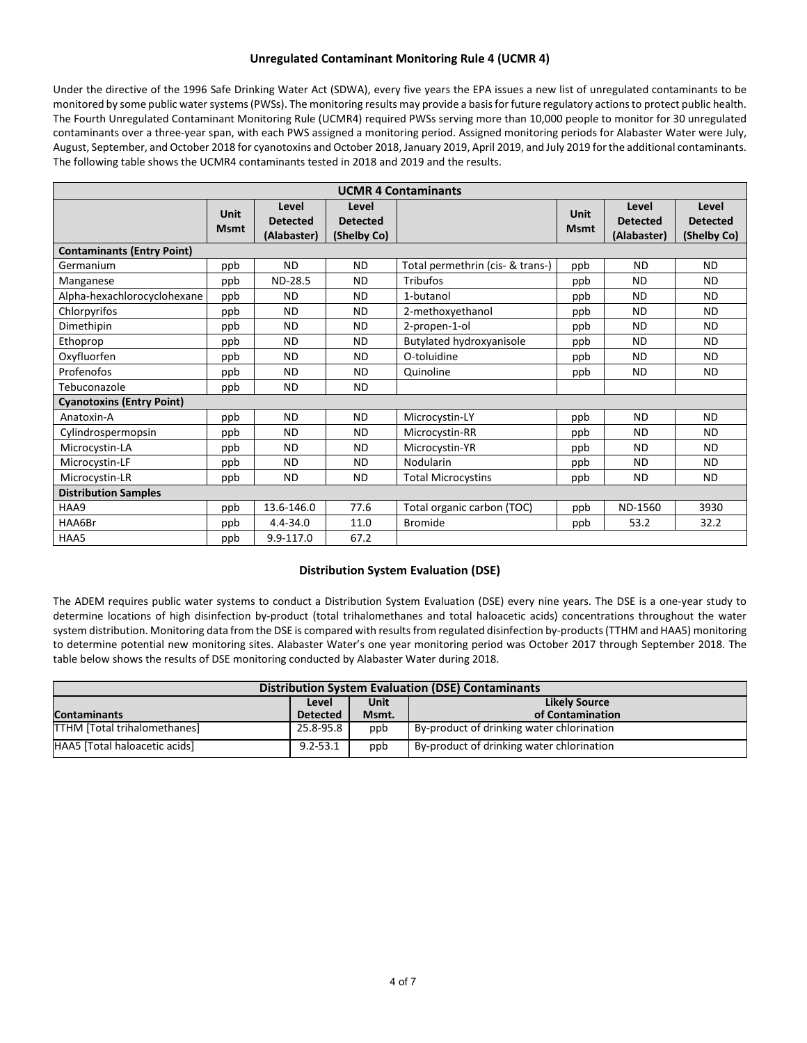## Unregulated Contaminant Monitoring Rule 4 (UCMR 4)

Under the directive of the 1996 Safe Drinking Water Act (SDWA), every five years the EPA issues a new list of unregulated contaminants to be monitored by some public water systems (PWSs). The monitoring results may provide a basis for future regulatory actions to protect public health. The Fourth Unregulated Contaminant Monitoring Rule (UCMR4) required PWSs serving more than 10,000 people to monitor for 30 unregulated contaminants over a three-year span, with each PWS assigned a monitoring period. Assigned monitoring periods for Alabaster Water were July, August, September, and October 2018 for cyanotoxins and October 2018, January 2019, April 2019, and July 2019 for the additional contaminants. The following table shows the UCMR4 contaminants tested in 2018 and 2019 and the results.

| UCMR 4 Contaminants | | | | | | | |
|---|---|---|---|---|---|---|---|
| | Unit Msmt | Level Detected (Alabaster) | Level Detected (Shelby Co) | | Unit Msmt | Level Detected (Alabaster) | Level Detected (Shelby Co) |
| **Contaminants (Entry Point)** | | | | | | | |
| Germanium | ppb | ND | ND | Total permethrin (cis- & trans-) | ppb | ND | ND |
| Manganese | ppb | ND-28.5 | ND | Tribufos | ppb | ND | ND |
| Alpha-hexachlorocyclohexane | ppb | ND | ND | 1-butanol | ppb | ND | ND |
| Chlorpyrifos | ppb | ND | ND | 2-methoxyethanol | ppb | ND | ND |
| Dimethipin | ppb | ND | ND | 2-propen-1-ol | ppb | ND | ND |
| Ethoprop | ppb | ND | ND | Butylated hydroxyanisole | ppb | ND | ND |
| Oxyfluorfen | ppb | ND | ND | O-toluidine | ppb | ND | ND |
| Profenofos | ppb | ND | ND | Quinoline | ppb | ND | ND |
| Tebuconazole | ppb | ND | ND | | | | |
| **Cyanotoxins (Entry Point)** | | | | | | | |
| Anatoxin-A | ppb | ND | ND | Microcystin-LY | ppb | ND | ND |
| Cylindrospermopsin | ppb | ND | ND | Microcystin-RR | ppb | ND | ND |
| Microcystin-LA | ppb | ND | ND | Microcystin-YR | ppb | ND | ND |
| Microcystin-LF | ppb | ND | ND | Nodularin | ppb | ND | ND |
| Microcystin-LR | ppb | ND | ND | Total Microcystins | ppb | ND | ND |
| **Distribution Samples** | | | | | | | |
| HAA9 | ppb | 13.6-146.0 | 77.6 | Total organic carbon (TOC) | ppb | ND-1560 | 3930 |
| HAA6Br | ppb | 4.4-34.0 | 11.0 | Bromide | ppb | 53.2 | 32.2 |
| HAA5 | ppb | 9.9-117.0 | 67.2 | | | | |

## Distribution System Evaluation (DSE)

The ADEM requires public water systems to conduct a Distribution System Evaluation (DSE) every nine years. The DSE is a one-year study to determine locations of high disinfection by-product (total trihalomethanes and total haloacetic acids) concentrations throughout the water system distribution. Monitoring data from the DSE is compared with results from regulated disinfection by-products (TTHM and HAA5) monitoring to determine potential new monitoring sites. Alabaster Water's one year monitoring period was October 2017 through September 2018. The table below shows the results of DSE monitoring conducted by Alabaster Water during 2018.

| Distribution System Evaluation (DSE) Contaminants | | | |
|---|---|---|---|
| Contaminants | Level Detected | Unit Msmt. | Likely Source of Contamination |
| TTHM [Total trihalomethanes] | 25.8-95.8 | ppb | By-product of drinking water chlorination |
| HAA5 [Total haloacetic acids] | 9.2-53.1 | ppb | By-product of drinking water chlorination |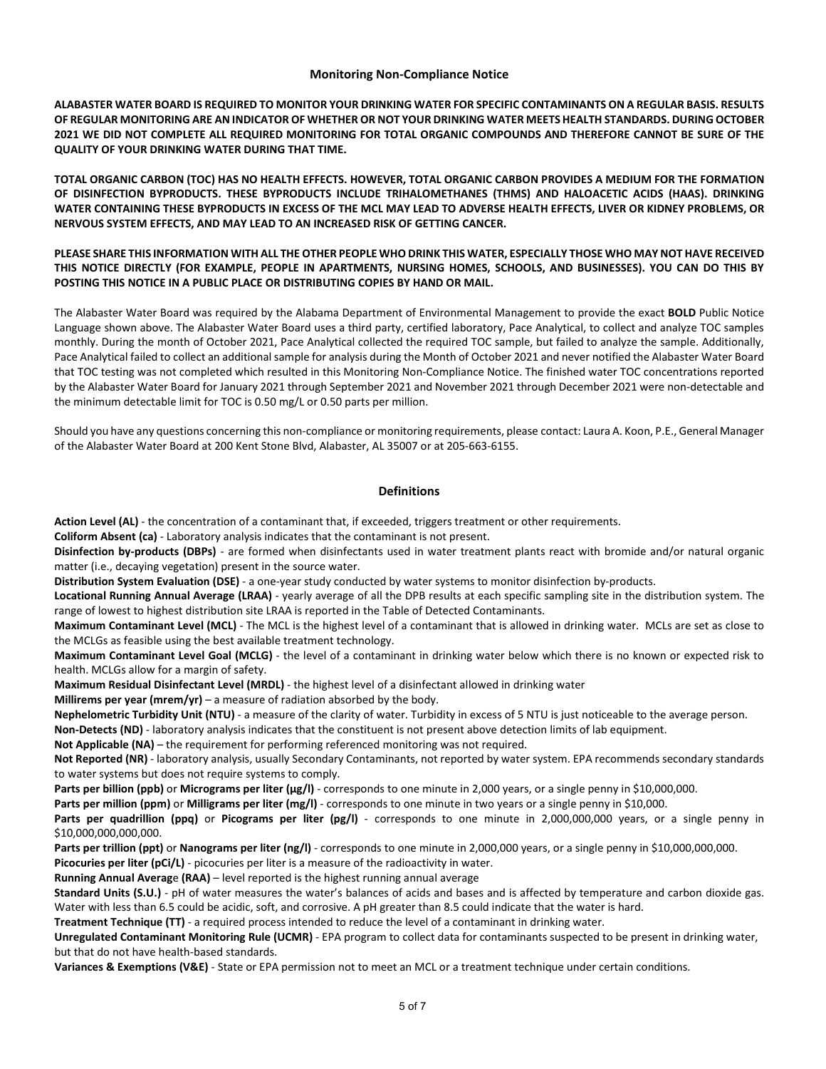## Monitoring Non-Compliance Notice

**ALABASTER WATER BOARD IS REQUIRED TO MONITOR YOUR DRINKING WATER FOR SPECIFIC CONTAMINANTS ON A REGULAR BASIS. RESULTS OF REGULAR MONITORING ARE AN INDICATOR OF WHETHER OR NOT YOUR DRINKING WATER MEETS HEALTH STANDARDS. DURING OCTOBER 2021 WE DID NOT COMPLETE ALL REQUIRED MONITORING FOR TOTAL ORGANIC COMPOUNDS AND THEREFORE CANNOT BE SURE OF THE QUALITY OF YOUR DRINKING WATER DURING THAT TIME.**

**TOTAL ORGANIC CARBON (TOC) HAS NO HEALTH EFFECTS. HOWEVER, TOTAL ORGANIC CARBON PROVIDES A MEDIUM FOR THE FORMATION OF DISINFECTION BYPRODUCTS. THESE BYPRODUCTS INCLUDE TRIHALOMETHANES (THMS) AND HALOACETIC ACIDS (HAAS). DRINKING WATER CONTAINING THESE BYPRODUCTS IN EXCESS OF THE MCL MAY LEAD TO ADVERSE HEALTH EFFECTS, LIVER OR KIDNEY PROBLEMS, OR NERVOUS SYSTEM EFFECTS, AND MAY LEAD TO AN INCREASED RISK OF GETTING CANCER.**

**PLEASE SHARE THIS INFORMATION WITH ALL THE OTHER PEOPLE WHO DRINK THIS WATER, ESPECIALLY THOSE WHO MAY NOT HAVE RECEIVED THIS NOTICE DIRECTLY (FOR EXAMPLE, PEOPLE IN APARTMENTS, NURSING HOMES, SCHOOLS, AND BUSINESSES). YOU CAN DO THIS BY POSTING THIS NOTICE IN A PUBLIC PLACE OR DISTRIBUTING COPIES BY HAND OR MAIL.**

The Alabaster Water Board was required by the Alabama Department of Environmental Management to provide the exact **BOLD** Public Notice Language shown above. The Alabaster Water Board uses a third party, certified laboratory, Pace Analytical, to collect and analyze TOC samples monthly. During the month of October 2021, Pace Analytical collected the required TOC sample, but failed to analyze the sample. Additionally, Pace Analytical failed to collect an additional sample for analysis during the Month of October 2021 and never notified the Alabaster Water Board that TOC testing was not completed which resulted in this Monitoring Non-Compliance Notice. The finished water TOC concentrations reported by the Alabaster Water Board for January 2021 through September 2021 and November 2021 through December 2021 were non-detectable and the minimum detectable limit for TOC is 0.50 mg/L or 0.50 parts per million.

Should you have any questions concerning this non-compliance or monitoring requirements, please contact: Laura A. Koon, P.E., General Manager of the Alabaster Water Board at 200 Kent Stone Blvd, Alabaster, AL 35007 or at 205-663-6155.

## Definitions

**Action Level (AL)** - the concentration of a contaminant that, if exceeded, triggers treatment or other requirements.

**Coliform Absent (ca)** - Laboratory analysis indicates that the contaminant is not present.

**Disinfection by-products (DBPs)** - are formed when disinfectants used in water treatment plants react with bromide and/or natural organic matter (i.e., decaying vegetation) present in the source water.

**Distribution System Evaluation (DSE)** - a one-year study conducted by water systems to monitor disinfection by-products.

**Locational Running Annual Average (LRAA)** - yearly average of all the DPB results at each specific sampling site in the distribution system. The range of lowest to highest distribution site LRAA is reported in the Table of Detected Contaminants.

**Maximum Contaminant Level (MCL)** - The MCL is the highest level of a contaminant that is allowed in drinking water. MCLs are set as close to the MCLGs as feasible using the best available treatment technology.

**Maximum Contaminant Level Goal (MCLG)** - the level of a contaminant in drinking water below which there is no known or expected risk to health. MCLGs allow for a margin of safety.

**Maximum Residual Disinfectant Level (MRDL)** - the highest level of a disinfectant allowed in drinking water

**Millirems per year (mrem/yr)** – a measure of radiation absorbed by the body.

**Nephelometric Turbidity Unit (NTU)** - a measure of the clarity of water. Turbidity in excess of 5 NTU is just noticeable to the average person.

**Non-Detects (ND)** - laboratory analysis indicates that the constituent is not present above detection limits of lab equipment.

**Not Applicable (NA)** – the requirement for performing referenced monitoring was not required.

**Not Reported (NR)** - laboratory analysis, usually Secondary Contaminants, not reported by water system. EPA recommends secondary standards to water systems but does not require systems to comply.

**Parts per billion (ppb)** or **Micrograms per liter (µg/l)** - corresponds to one minute in 2,000 years, or a single penny in $10,000,000.

**Parts per million (ppm)** or **Milligrams per liter (mg/l)** - corresponds to one minute in two years or a single penny in $10,000.

**Parts per quadrillion (ppq)** or **Picograms per liter (pg/l)** - corresponds to one minute in 2,000,000,000 years, or a single penny in $10,000,000,000,000.

**Parts per trillion (ppt)** or **Nanograms per liter (ng/l)** - corresponds to one minute in 2,000,000 years, or a single penny in $10,000,000,000.

**Picocuries per liter (pCi/L)** - picocuries per liter is a measure of the radioactivity in water.

**Running Annual Average (RAA)** – level reported is the highest running annual average

**Standard Units (S.U.)** - pH of water measures the water's balances of acids and bases and is affected by temperature and carbon dioxide gas. Water with less than 6.5 could be acidic, soft, and corrosive. A pH greater than 8.5 could indicate that the water is hard.

**Treatment Technique (TT)** - a required process intended to reduce the level of a contaminant in drinking water.

**Unregulated Contaminant Monitoring Rule (UCMR)** - EPA program to collect data for contaminants suspected to be present in drinking water, but that do not have health-based standards.

**Variances & Exemptions (V&E)** - State or EPA permission not to meet an MCL or a treatment technique under certain conditions.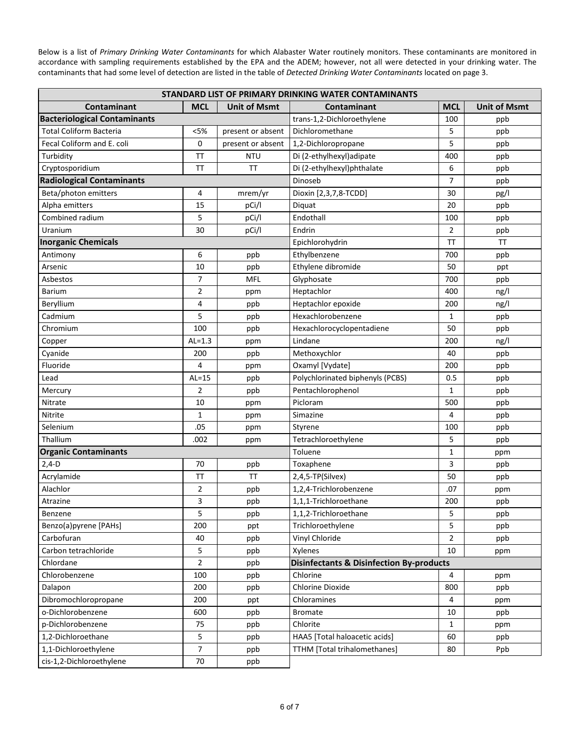Below is a list of *Primary Drinking Water Contaminants* for which Alabaster Water routinely monitors. These contaminants are monitored in accordance with sampling requirements established by the EPA and the ADEM; however, not all were detected in your drinking water. The contaminants that had some level of detection are listed in the table of *Detected Drinking Water Contaminants* located on page 3.

| STANDARD LIST OF PRIMARY DRINKING WATER CONTAMINANTS | | | | | |
|---|---|---|---|---|---|
| **Contaminant** | **MCL** | **Unit of Msmt** | **Contaminant** | **MCL** | **Unit of Msmt** |
| **Bacteriological Contaminants** | | | trans-1,2-Dichloroethylene | 100 | ppb |
| Total Coliform Bacteria | <5% | present or absent | Dichloromethane | 5 | ppb |
| Fecal Coliform and E. coli | 0 | present or absent | 1,2-Dichloropropane | 5 | ppb |
| Turbidity | TT | NTU | Di (2-ethylhexyl)adipate | 400 | ppb |
| Cryptosporidium | TT | TT | Di (2-ethylhexyl)phthalate | 6 | ppb |
| **Radiological Contaminants** | | | Dinoseb | 7 | ppb |
| Beta/photon emitters | 4 | mrem/yr | Dioxin [2,3,7,8-TCDD] | 30 | pg/l |
| Alpha emitters | 15 | pCi/l | Diquat | 20 | ppb |
| Combined radium | 5 | pCi/l | Endothall | 100 | ppb |
| Uranium | 30 | pCi/l | Endrin | 2 | ppb |
| **Inorganic Chemicals** | | | Epichlorohydrin | TT | TT |
| Antimony | 6 | ppb | Ethylbenzene | 700 | ppb |
| Arsenic | 10 | ppb | Ethylene dibromide | 50 | ppt |
| Asbestos | 7 | MFL | Glyphosate | 700 | ppb |
| Barium | 2 | ppm | Heptachlor | 400 | ng/l |
| Beryllium | 4 | ppb | Heptachlor epoxide | 200 | ng/l |
| Cadmium | 5 | ppb | Hexachlorobenzene | 1 | ppb |
| Chromium | 100 | ppb | Hexachlorocyclopentadiene | 50 | ppb |
| Copper | AL=1.3 | ppm | Lindane | 200 | ng/l |
| Cyanide | 200 | ppb | Methoxychlor | 40 | ppb |
| Fluoride | 4 | ppm | Oxamyl [Vydate] | 200 | ppb |
| Lead | AL=15 | ppb | Polychlorinated biphenyls (PCBS) | 0.5 | ppb |
| Mercury | 2 | ppb | Pentachlorophenol | 1 | ppb |
| Nitrate | 10 | ppm | Picloram | 500 | ppb |
| Nitrite | 1 | ppm | Simazine | 4 | ppb |
| Selenium | .05 | ppm | Styrene | 100 | ppb |
| Thallium | .002 | ppm | Tetrachloroethylene | 5 | ppb |
| **Organic Contaminants** | | | Toluene | 1 | ppm |
| 2,4-D | 70 | ppb | Toxaphene | 3 | ppb |
| Acrylamide | TT | TT | 2,4,5-TP(Silvex) | 50 | ppb |
| Alachlor | 2 | ppb | 1,2,4-Trichlorobenzene | .07 | ppm |
| Atrazine | 3 | ppb | 1,1,1-Trichloroethane | 200 | ppb |
| Benzene | 5 | ppb | 1,1,2-Trichloroethane | 5 | ppb |
| Benzo(a)pyrene [PAHs] | 200 | ppt | Trichloroethylene | 5 | ppb |
| Carbofuran | 40 | ppb | Vinyl Chloride | 2 | ppb |
| Carbon tetrachloride | 5 | ppb | Xylenes | 10 | ppm |
| Chlordane | 2 | ppb | **Disinfectants & Disinfection By-products** | | |
| Chlorobenzene | 100 | ppb | Chlorine | 4 | ppm |
| Dalapon | 200 | ppb | Chlorine Dioxide | 800 | ppb |
| Dibromochloropropane | 200 | ppt | Chloramines | 4 | ppm |
| o-Dichlorobenzene | 600 | ppb | Bromate | 10 | ppb |
| p-Dichlorobenzene | 75 | ppb | Chlorite | 1 | ppm |
| 1,2-Dichloroethane | 5 | ppb | HAA5 [Total haloacetic acids] | 60 | ppb |
| 1,1-Dichloroethylene | 7 | ppb | TTHM [Total trihalomethanes] | 80 | Ppb |
| cis-1,2-Dichloroethylene | 70 | ppb | | | |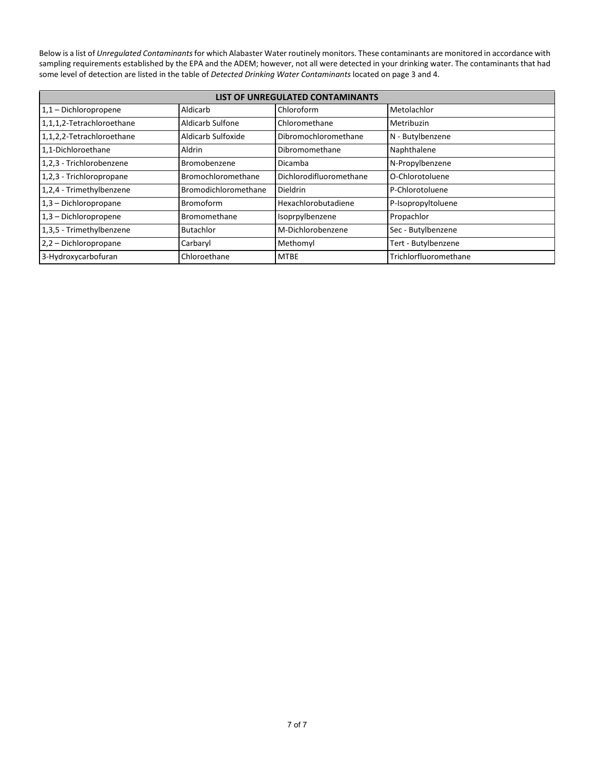Below is a list of *Unregulated Contaminants* for which Alabaster Water routinely monitors. These contaminants are monitored in accordance with sampling requirements established by the EPA and the ADEM; however, not all were detected in your drinking water. The contaminants that had some level of detection are listed in the table of *Detected Drinking Water Contaminants* located on page 3 and 4.

| LIST OF UNREGULATED CONTAMINANTS | | | |
|---|---|---|---|
| 1,1 – Dichloropropene | Aldicarb | Chloroform | Metolachlor |
| 1,1,1,2-Tetrachloroethane | Aldicarb Sulfone | Chloromethane | Metribuzin |
| 1,1,2,2-Tetrachloroethane | Aldicarb Sulfoxide | Dibromochloromethane | N - Butylbenzene |
| 1,1-Dichloroethane | Aldrin | Dibromomethane | Naphthalene |
| 1,2,3 - Trichlorobenzene | Bromobenzene | Dicamba | N-Propylbenzene |
| 1,2,3 - Trichloropropane | Bromochloromethane | Dichlorodifluoromethane | O-Chlorotoluene |
| 1,2,4 - Trimethylbenzene | Bromodichloromethane | Dieldrin | P-Chlorotoluene |
| 1,3 – Dichloropropane | Bromoform | Hexachlorobutadiene | P-Isopropyltoluene |
| 1,3 – Dichloropropene | Bromomethane | Isoprpylbenzene | Propachlor |
| 1,3,5 - Trimethylbenzene | Butachlor | M-Dichlorobenzene | Sec - Butylbenzene |
| 2,2 – Dichloropropane | Carbaryl | Methomyl | Tert - Butylbenzene |
| 3-Hydroxycarbofuran | Chloroethane | MTBE | Trichlorfluoromethane |